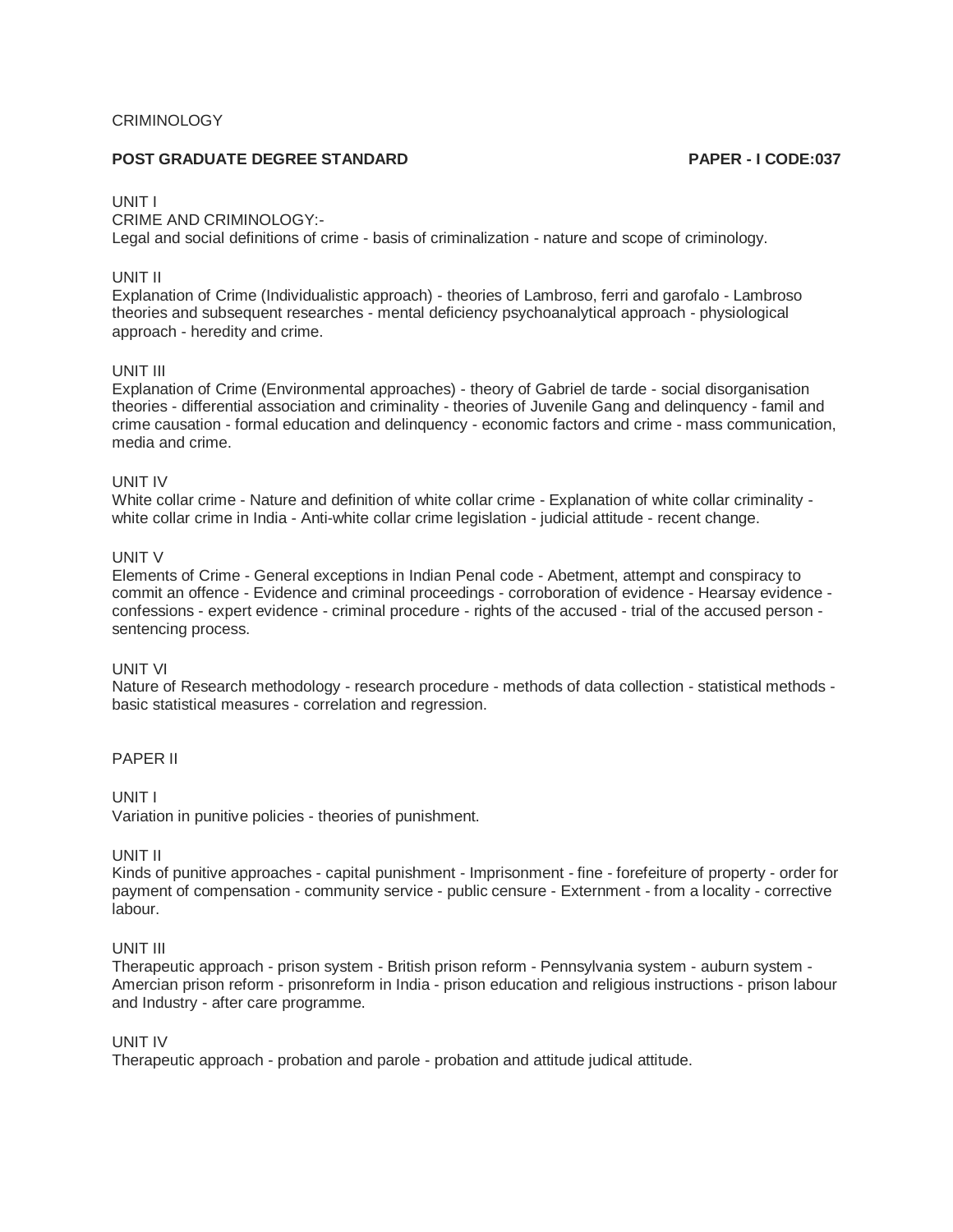CRIMINOLOGY

**POST GRADUATE DEGREE STANDARD** **PAPER - I CODE:037**

UNIT I

CRIME AND CRIMINOLOGY:-

Legal and social definitions of crime - basis of criminalization - nature and scope of criminology.

UNIT II

Explanation of Crime (Individualistic approach) - theories of Lambroso, ferri and garofalo - Lambroso theories and subsequent researches - mental deficiency psychoanalytical approach - physiological approach - heredity and crime.

UNIT III

Explanation of Crime (Environmental approaches) - theory of Gabriel de tarde - social disorganisation theories - differential association and criminality - theories of Juvenile Gang and delinquency - famil and crime causation - formal education and delinquency - economic factors and crime - mass communication, media and crime.

UNIT IV

White collar crime - Nature and definition of white collar crime - Explanation of white collar criminality - white collar crime in India - Anti-white collar crime legislation - judicial attitude - recent change.

UNIT V

Elements of Crime - General exceptions in Indian Penal code - Abetment, attempt and conspiracy to commit an offence - Evidence and criminal proceedings - corroboration of evidence - Hearsay evidence - confessions - expert evidence - criminal procedure - rights of the accused - trial of the accused person - sentencing process.

UNIT VI

Nature of Research methodology - research procedure - methods of data collection - statistical methods - basic statistical measures - correlation and regression.

PAPER II

UNIT I

Variation in punitive policies - theories of punishment.

UNIT II

Kinds of punitive approaches - capital punishment - Imprisonment - fine - forefeiture of property - order for payment of compensation - community service - public censure - Externment - from a locality - corrective labour.

UNIT III

Therapeutic approach - prison system - British prison reform - Pennsylvania system - auburn system - Amercian prison reform - prisonreform in India - prison education and religious instructions - prison labour and Industry - after care programme.

UNIT IV

Therapeutic approach - probation and parole - probation and attitude judical attitude.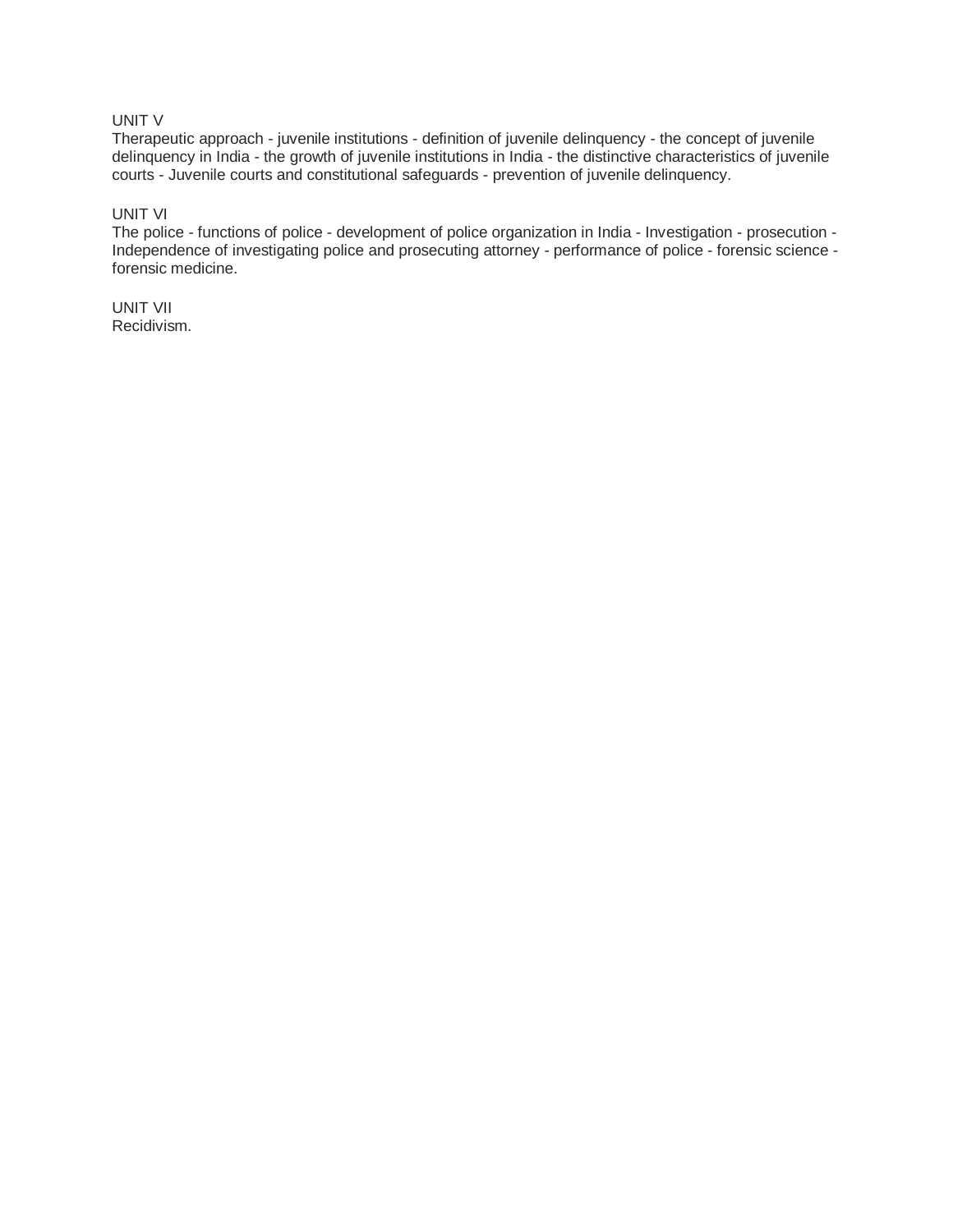UNIT V

Therapeutic approach - juvenile institutions - definition of juvenile delinquency - the concept of juvenile delinquency in India - the growth of juvenile institutions in India - the distinctive characteristics of juvenile courts - Juvenile courts and constitutional safeguards - prevention of juvenile delinquency.

UNIT VI

The police - functions of police - development of police organization in India - Investigation - prosecution - Independence of investigating police and prosecuting attorney - performance of police - forensic science - forensic medicine.

UNIT VII

Recidivism.